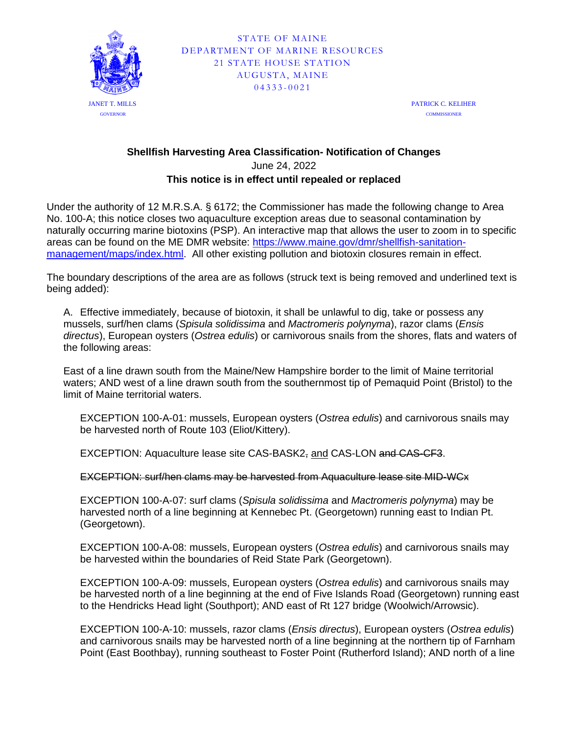STATE OF MAINE
DEPARTMENT OF MARINE RESOURCES
21 STATE HOUSE STATION
AUGUSTA, MAINE
04333-0021

JANET T. MILLS
GOVERNOR

PATRICK C. KELIHER
COMMISSIONER

**Shellfish Harvesting Area Classification- Notification of Changes**

June 24, 2022

**This notice is in effect until repealed or replaced**

Under the authority of 12 M.R.S.A. § 6172; the Commissioner has made the following change to Area No. 100-A; this notice closes two aquaculture exception areas due to seasonal contamination by naturally occurring marine biotoxins (PSP). An interactive map that allows the user to zoom in to specific areas can be found on the ME DMR website: [https://www.maine.gov/dmr/shellfish-sanitation-management/maps/index.html](https://www.maine.gov/dmr/shellfish-sanitation-management/maps/index.html). All other existing pollution and biotoxin closures remain in effect.

The boundary descriptions of the area are as follows (struck text is being removed and underlined text is being added):

A. Effective immediately, because of biotoxin, it shall be unlawful to dig, take or possess any mussels, surf/hen clams (*Spisula solidissima* and *Mactromeris polynyma*), razor clams (*Ensis directus*), European oysters (*Ostrea edulis*) or carnivorous snails from the shores, flats and waters of the following areas:

East of a line drawn south from the Maine/New Hampshire border to the limit of Maine territorial waters; AND west of a line drawn south from the southernmost tip of Pemaquid Point (Bristol) to the limit of Maine territorial waters.

> EXCEPTION 100-A-01: mussels, European oysters (*Ostrea edulis*) and carnivorous snails may be harvested north of Route 103 (Eliot/Kittery).
>
> EXCEPTION: Aquaculture lease site CAS-BASK2~~,~~ <u>and</u> CAS-LON ~~and CAS-CF3~~.
>
> ~~EXCEPTION: surf/hen clams may be harvested from Aquaculture lease site MID-WCx~~
>
> EXCEPTION 100-A-07: surf clams (*Spisula solidissima* and *Mactromeris polynyma*) may be harvested north of a line beginning at Kennebec Pt. (Georgetown) running east to Indian Pt. (Georgetown).
>
> EXCEPTION 100-A-08: mussels, European oysters (*Ostrea edulis*) and carnivorous snails may be harvested within the boundaries of Reid State Park (Georgetown).
>
> EXCEPTION 100-A-09: mussels, European oysters (*Ostrea edulis*) and carnivorous snails may be harvested north of a line beginning at the end of Five Islands Road (Georgetown) running east to the Hendricks Head light (Southport); AND east of Rt 127 bridge (Woolwich/Arrowsic).
>
> EXCEPTION 100-A-10: mussels, razor clams (*Ensis directus*), European oysters (*Ostrea edulis*) and carnivorous snails may be harvested north of a line beginning at the northern tip of Farnham Point (East Boothbay), running southeast to Foster Point (Rutherford Island); AND north of a line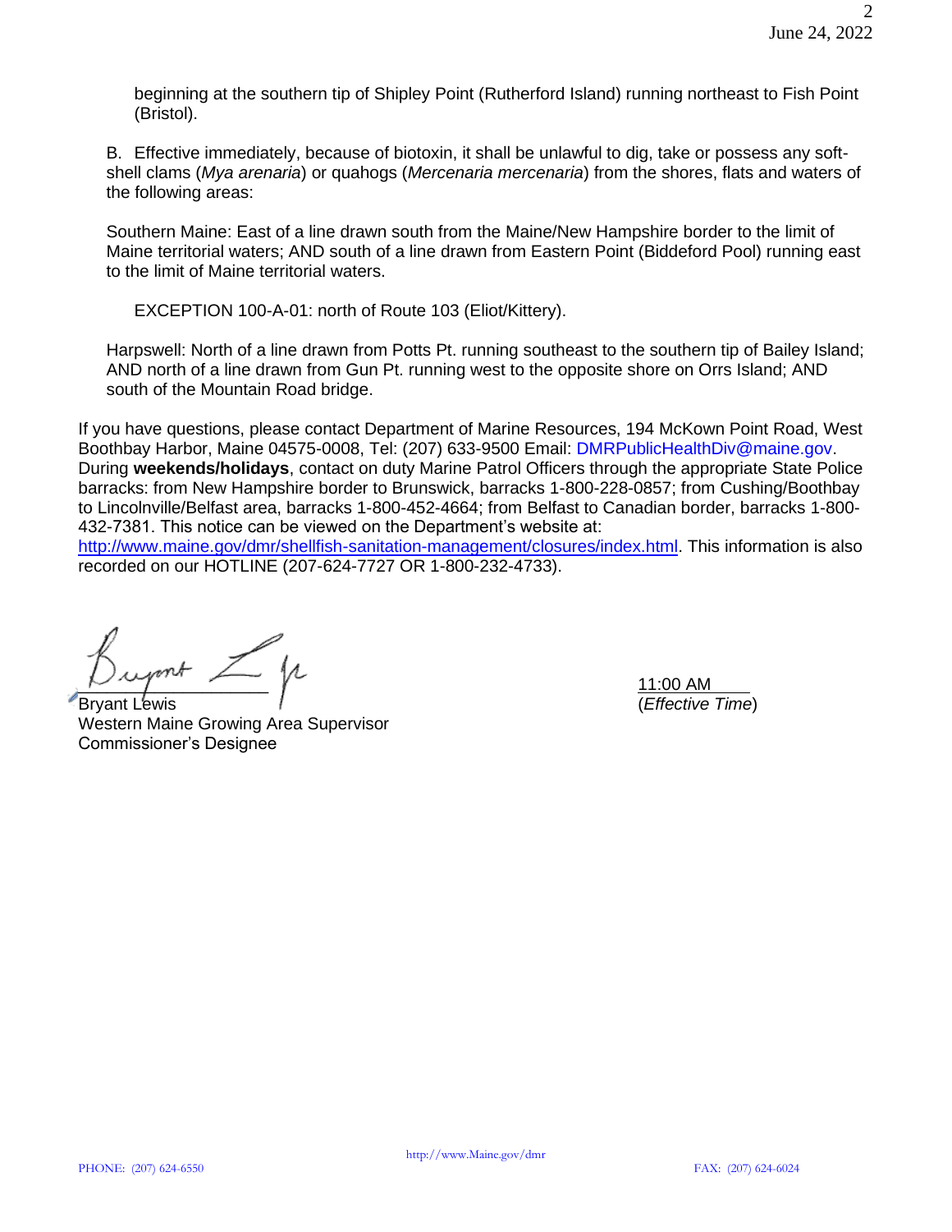beginning at the southern tip of Shipley Point (Rutherford Island) running northeast to Fish Point (Bristol).

B. Effective immediately, because of biotoxin, it shall be unlawful to dig, take or possess any soft-shell clams (*Mya arenaria*) or quahogs (*Mercenaria mercenaria*) from the shores, flats and waters of the following areas:

Southern Maine: East of a line drawn south from the Maine/New Hampshire border to the limit of Maine territorial waters; AND south of a line drawn from Eastern Point (Biddeford Pool) running east to the limit of Maine territorial waters.

EXCEPTION 100-A-01: north of Route 103 (Eliot/Kittery).

Harpswell: North of a line drawn from Potts Pt. running southeast to the southern tip of Bailey Island; AND north of a line drawn from Gun Pt. running west to the opposite shore on Orrs Island; AND south of the Mountain Road bridge.

If you have questions, please contact Department of Marine Resources, 194 McKown Point Road, West Boothbay Harbor, Maine 04575-0008, Tel: (207) 633-9500 Email: DMRPublicHealthDiv@maine.gov. During **weekends/holidays**, contact on duty Marine Patrol Officers through the appropriate State Police barracks: from New Hampshire border to Brunswick, barracks 1-800-228-0857; from Cushing/Boothbay to Lincolnville/Belfast area, barracks 1-800-452-4664; from Belfast to Canadian border, barracks 1-800-432-7381. This notice can be viewed on the Department's website at: http://www.maine.gov/dmr/shellfish-sanitation-management/closures/index.html. This information is also recorded on our HOTLINE (207-624-7727 OR 1-800-232-4733).

Bryant Lewis
Western Maine Growing Area Supervisor
Commissioner's Designee

11:00 AM
(*Effective Time*)